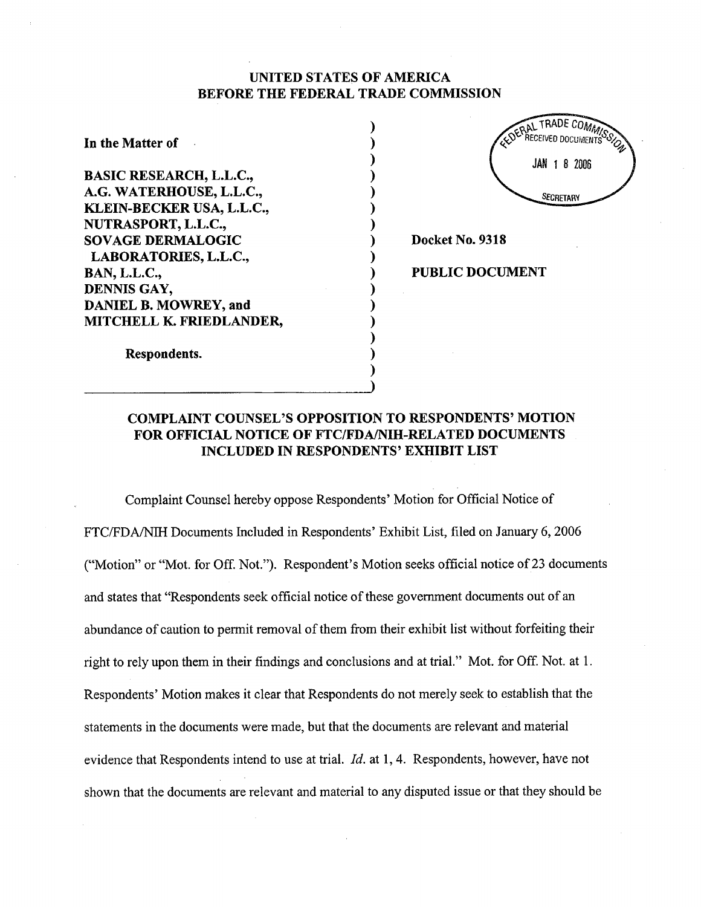UNITED STATES OF AMERICA
BEFORE THE FEDERAL TRADE COMMISSION

| | | |
|---|---|---|
| In the Matter of | ) | |
| | ) | |
| BASIC RESEARCH, L.L.C., | ) | |
| A.G. WATERHOUSE, L.L.C., | ) | |
| KLEIN-BECKER USA, L.L.C., | ) | |
| NUTRASPORT, L.L.C., | ) | |
| SOVAGE DERMALOGIC LABORATORIES, L.L.C., | ) | Docket No. 9318 |
| BAN, L.L.C., | ) | PUBLIC DOCUMENT |
| DENNIS GAY, | ) | |
| DANIEL B. MOWREY, and | ) | |
| MITCHELL K. FRIEDLANDER, | ) | |
| | ) | |
| Respondents. | ) | |

FEDERAL TRADE COMMISSION RECEIVED DOCUMENTS JAN 18 2006 SECRETARY

## COMPLAINT COUNSEL'S OPPOSITION TO RESPONDENTS' MOTION FOR OFFICIAL NOTICE OF FTC/FDA/NIH-RELATED DOCUMENTS INCLUDED IN RESPONDENTS' EXHIBIT LIST

Complaint Counsel hereby oppose Respondents' Motion for Official Notice of FTC/FDA/NIH Documents Included in Respondents' Exhibit List, filed on January 6, 2006 ("Motion" or "Mot. for Off. Not."). Respondent's Motion seeks official notice of 23 documents and states that "Respondents seek official notice of these government documents out of an abundance of caution to permit removal of them from their exhibit list without forfeiting their right to rely upon them in their findings and conclusions and at trial." Mot. for Off. Not. at 1. Respondents' Motion makes it clear that Respondents do not merely seek to establish that the statements in the documents were made, but that the documents are relevant and material evidence that Respondents intend to use at trial. *Id.* at 1, 4. Respondents, however, have not shown that the documents are relevant and material to any disputed issue or that they should be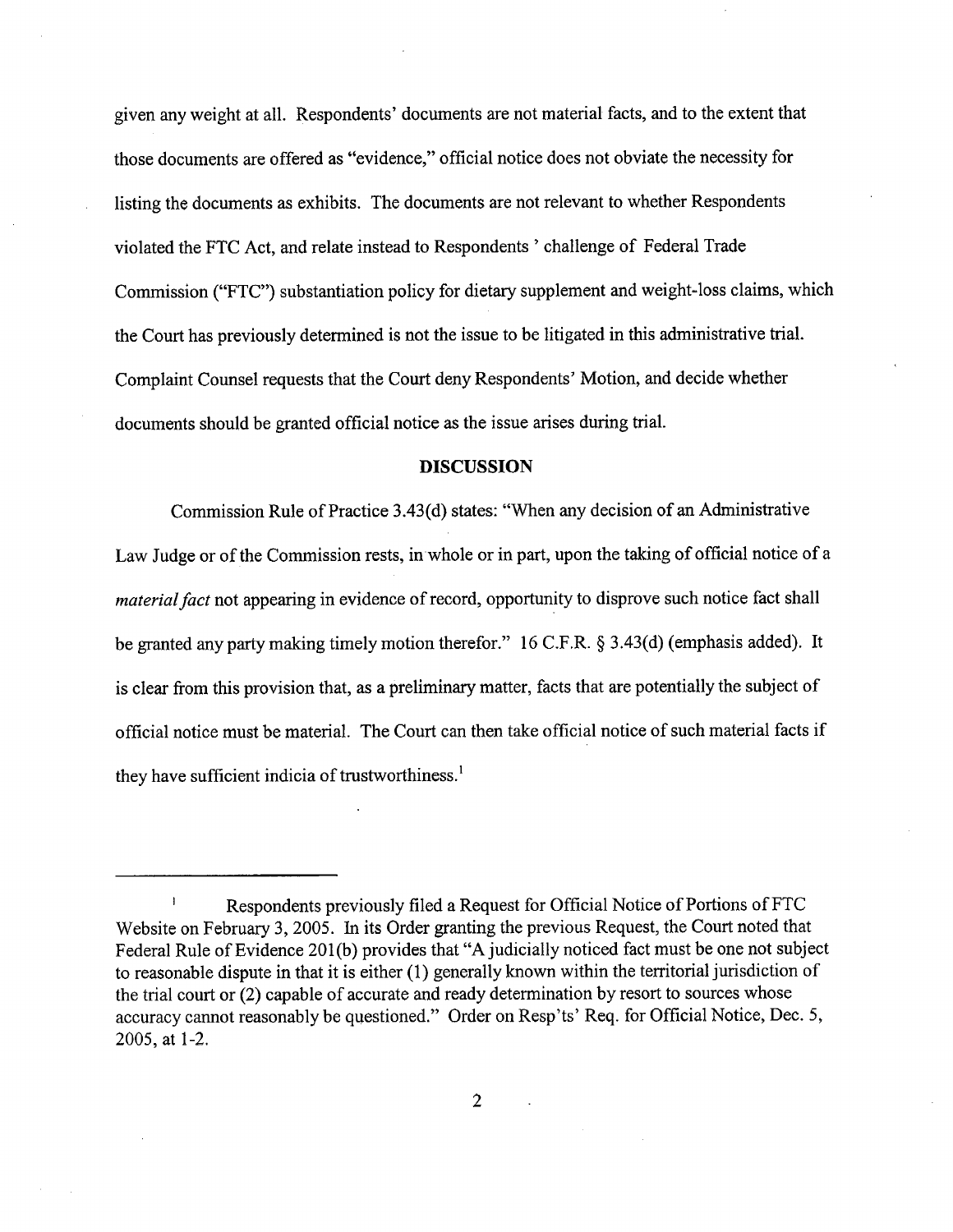given any weight at all. Respondents' documents are not material facts, and to the extent that those documents are offered as "evidence," official notice does not obviate the necessity for listing the documents as exhibits. The documents are not relevant to whether Respondents violated the FTC Act, and relate instead to Respondents ' challenge of Federal Trade Commission ("FTC") substantiation policy for dietary supplement and weight-loss claims, which the Court has previously determined is not the issue to be litigated in this administrative trial. Complaint Counsel requests that the Court deny Respondents' Motion, and decide whether documents should be granted official notice as the issue arises during trial.

## DISCUSSION

Commission Rule of Practice 3.43(d) states: "When any decision of an Administrative Law Judge or of the Commission rests, in whole or in part, upon the taking of official notice of a *material fact* not appearing in evidence of record, opportunity to disprove such notice fact shall be granted any party making timely motion therefor." 16 C.F.R. § 3.43(d) (emphasis added). It is clear from this provision that, as a preliminary matter, facts that are potentially the subject of official notice must be material. The Court can then take official notice of such material facts if they have sufficient indicia of trustworthiness.[1]

---

[1] Respondents previously filed a Request for Official Notice of Portions of FTC Website on February 3, 2005. In its Order granting the previous Request, the Court noted that Federal Rule of Evidence 201(b) provides that "A judicially noticed fact must be one not subject to reasonable dispute in that it is either (1) generally known within the territorial jurisdiction of the trial court or (2) capable of accurate and ready determination by resort to sources whose accuracy cannot reasonably be questioned." Order on Resp'ts' Req. for Official Notice, Dec. 5, 2005, at 1-2.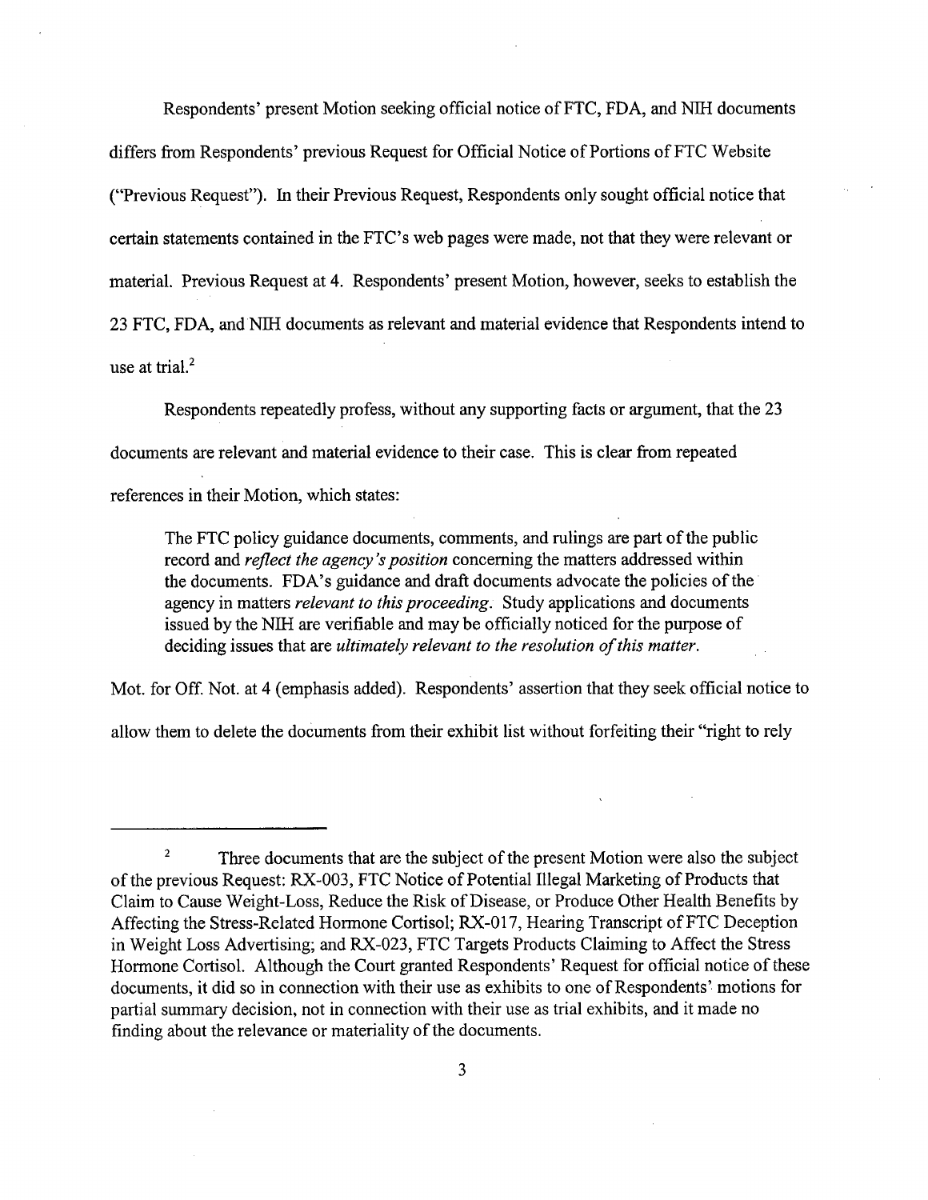Respondents' present Motion seeking official notice of FTC, FDA, and NIH documents differs from Respondents' previous Request for Official Notice of Portions of FTC Website ("Previous Request"). In their Previous Request, Respondents only sought official notice that certain statements contained in the FTC's web pages were made, not that they were relevant or material. Previous Request at 4. Respondents' present Motion, however, seeks to establish the 23 FTC, FDA, and NIH documents as relevant and material evidence that Respondents intend to use at trial.[2]

Respondents repeatedly profess, without any supporting facts or argument, that the 23 documents are relevant and material evidence to their case. This is clear from repeated references in their Motion, which states:

> The FTC policy guidance documents, comments, and rulings are part of the public record and *reflect the agency's position* concerning the matters addressed within the documents. FDA's guidance and draft documents advocate the policies of the agency in matters *relevant to this proceeding*. Study applications and documents issued by the NIH are verifiable and may be officially noticed for the purpose of deciding issues that are *ultimately relevant to the resolution of this matter*.

Mot. for Off. Not. at 4 (emphasis added). Respondents' assertion that they seek official notice to allow them to delete the documents from their exhibit list without forfeiting their "right to rely

---

[2] Three documents that are the subject of the present Motion were also the subject of the previous Request: RX-003, FTC Notice of Potential Illegal Marketing of Products that Claim to Cause Weight-Loss, Reduce the Risk of Disease, or Produce Other Health Benefits by Affecting the Stress-Related Hormone Cortisol; RX-017, Hearing Transcript of FTC Deception in Weight Loss Advertising; and RX-023, FTC Targets Products Claiming to Affect the Stress Hormone Cortisol. Although the Court granted Respondents' Request for official notice of these documents, it did so in connection with their use as exhibits to one of Respondents' motions for partial summary decision, not in connection with their use as trial exhibits, and it made no finding about the relevance or materiality of the documents.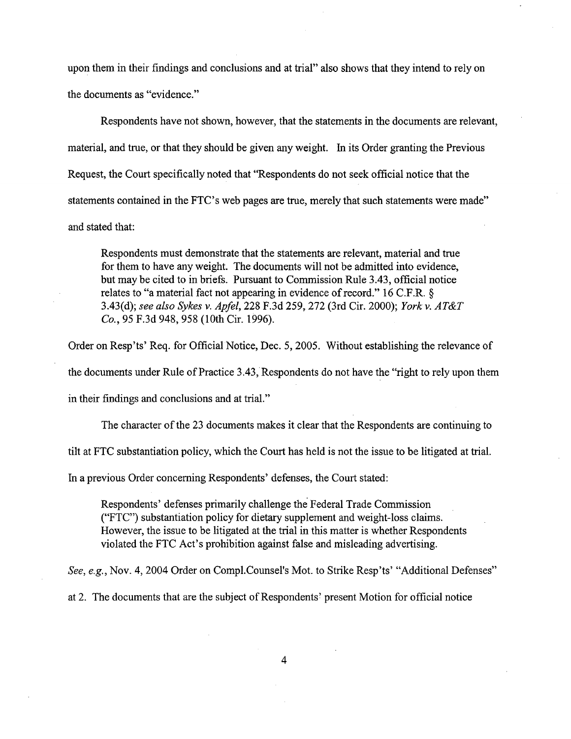upon them in their findings and conclusions and at trial" also shows that they intend to rely on the documents as "evidence."

Respondents have not shown, however, that the statements in the documents are relevant, material, and true, or that they should be given any weight. In its Order granting the Previous Request, the Court specifically noted that "Respondents do not seek official notice that the statements contained in the FTC's web pages are true, merely that such statements were made" and stated that:

> Respondents must demonstrate that the statements are relevant, material and true for them to have any weight. The documents will not be admitted into evidence, but may be cited to in briefs. Pursuant to Commission Rule 3.43, official notice relates to "a material fact not appearing in evidence of record." 16 C.F.R. § 3.43(d); *see also Sykes v. Apfel*, 228 F.3d 259, 272 (3rd Cir. 2000); *York v. AT&T Co.*, 95 F.3d 948, 958 (10th Cir. 1996).

Order on Resp'ts' Req. for Official Notice, Dec. 5, 2005. Without establishing the relevance of the documents under Rule of Practice 3.43, Respondents do not have the "right to rely upon them in their findings and conclusions and at trial."

The character of the 23 documents makes it clear that the Respondents are continuing to tilt at FTC substantiation policy, which the Court has held is not the issue to be litigated at trial. In a previous Order concerning Respondents' defenses, the Court stated:

> Respondents' defenses primarily challenge the Federal Trade Commission ("FTC") substantiation policy for dietary supplement and weight-loss claims. However, the issue to be litigated at the trial in this matter is whether Respondents violated the FTC Act's prohibition against false and misleading advertising.

*See, e.g.*, Nov. 4, 2004 Order on Compl.Counsel's Mot. to Strike Resp'ts' "Additional Defenses" at 2. The documents that are the subject of Respondents' present Motion for official notice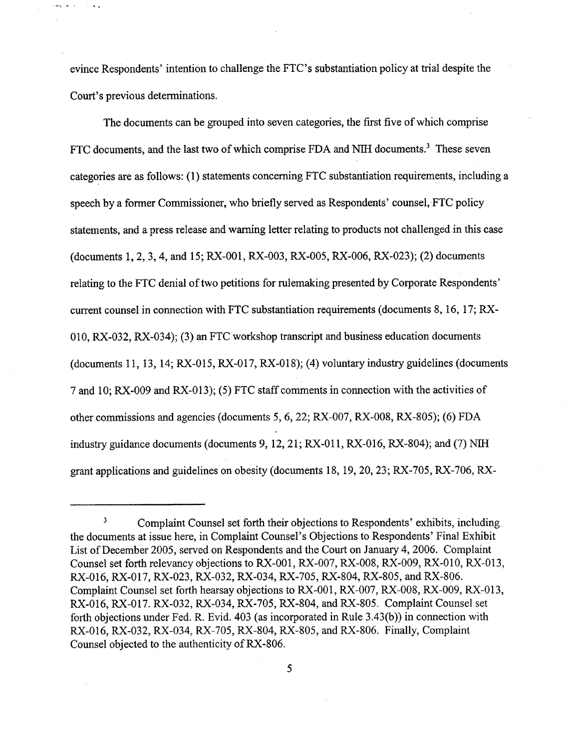evince Respondents' intention to challenge the FTC's substantiation policy at trial despite the Court's previous determinations.

The documents can be grouped into seven categories, the first five of which comprise FTC documents, and the last two of which comprise FDA and NIH documents.[3] These seven categories are as follows: (1) statements concerning FTC substantiation requirements, including a speech by a former Commissioner, who briefly served as Respondents' counsel, FTC policy statements, and a press release and warning letter relating to products not challenged in this case (documents 1, 2, 3, 4, and 15; RX-001, RX-003, RX-005, RX-006, RX-023); (2) documents relating to the FTC denial of two petitions for rulemaking presented by Corporate Respondents' current counsel in connection with FTC substantiation requirements (documents 8, 16, 17; RX-010, RX-032, RX-034); (3) an FTC workshop transcript and business education documents (documents 11, 13, 14; RX-015, RX-017, RX-018); (4) voluntary industry guidelines (documents 7 and 10; RX-009 and RX-013); (5) FTC staff comments in connection with the activities of other commissions and agencies (documents 5, 6, 22; RX-007, RX-008, RX-805); (6) FDA industry guidance documents (documents 9, 12, 21; RX-011, RX-016, RX-804); and (7) NIH grant applications and guidelines on obesity (documents 18, 19, 20, 23; RX-705, RX-706, RX-

---

[3] Complaint Counsel set forth their objections to Respondents' exhibits, including the documents at issue here, in Complaint Counsel's Objections to Respondents' Final Exhibit List of December 2005, served on Respondents and the Court on January 4, 2006. Complaint Counsel set forth relevancy objections to RX-001, RX-007, RX-008, RX-009, RX-010, RX-013, RX-016, RX-017, RX-023, RX-032, RX-034, RX-705, RX-804, RX-805, and RX-806. Complaint Counsel set forth hearsay objections to RX-001, RX-007, RX-008, RX-009, RX-013, RX-016, RX-017. RX-032, RX-034, RX-705, RX-804, and RX-805. Complaint Counsel set forth objections under Fed. R. Evid. 403 (as incorporated in Rule 3.43(b)) in connection with RX-016, RX-032, RX-034, RX-705, RX-804, RX-805, and RX-806. Finally, Complaint Counsel objected to the authenticity of RX-806.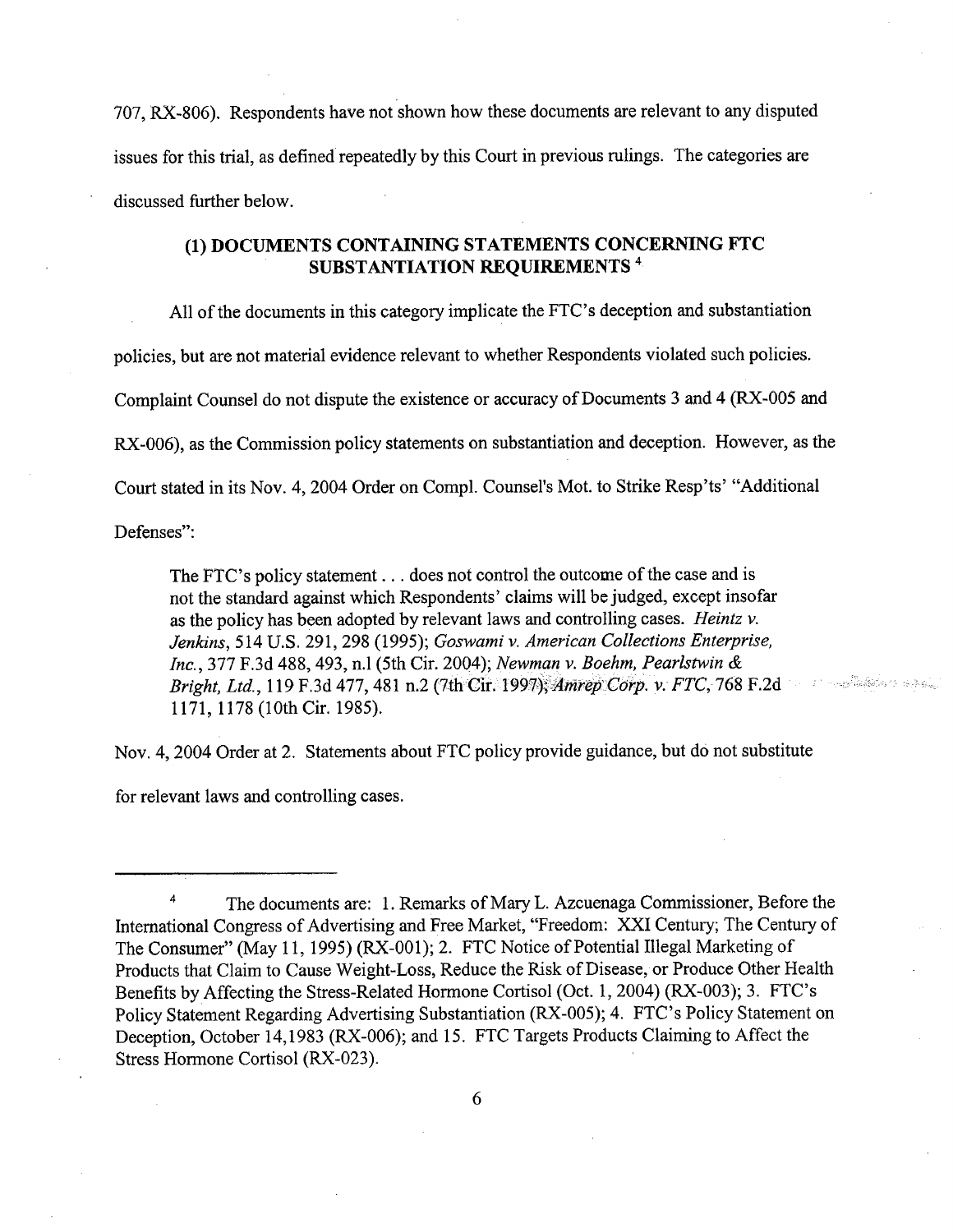707, RX-806). Respondents have not shown how these documents are relevant to any disputed issues for this trial, as defined repeatedly by this Court in previous rulings. The categories are discussed further below.

### (1) DOCUMENTS CONTAINING STATEMENTS CONCERNING FTC SUBSTANTIATION REQUIREMENTS [4]

All of the documents in this category implicate the FTC's deception and substantiation policies, but are not material evidence relevant to whether Respondents violated such policies. Complaint Counsel do not dispute the existence or accuracy of Documents 3 and 4 (RX-005 and RX-006), as the Commission policy statements on substantiation and deception. However, as the Court stated in its Nov. 4, 2004 Order on Compl. Counsel's Mot. to Strike Resp'ts' "Additional Defenses":

> The FTC's policy statement . . . does not control the outcome of the case and is not the standard against which Respondents' claims will be judged, except insofar as the policy has been adopted by relevant laws and controlling cases. *Heintz v. Jenkins*, 514 U.S. 291, 298 (1995); *Goswami v. American Collections Enterprise, Inc.*, 377 F.3d 488, 493, n.1 (5th Cir. 2004); *Newman v. Boehm, Pearlstwin & Bright, Ltd.*, 119 F.3d 477, 481 n.2 (7th Cir. 1997); *Amrep Corp. v. FTC*, 768 F.2d 1171, 1178 (10th Cir. 1985).

Nov. 4, 2004 Order at 2. Statements about FTC policy provide guidance, but do not substitute for relevant laws and controlling cases.

---

[4] The documents are: 1. Remarks of Mary L. Azcuenaga Commissioner, Before the International Congress of Advertising and Free Market, "Freedom: XXI Century; The Century of The Consumer" (May 11, 1995) (RX-001); 2. FTC Notice of Potential Illegal Marketing of Products that Claim to Cause Weight-Loss, Reduce the Risk of Disease, or Produce Other Health Benefits by Affecting the Stress-Related Hormone Cortisol (Oct. 1, 2004) (RX-003); 3. FTC's Policy Statement Regarding Advertising Substantiation (RX-005); 4. FTC's Policy Statement on Deception, October 14,1983 (RX-006); and 15. FTC Targets Products Claiming to Affect the Stress Hormone Cortisol (RX-023).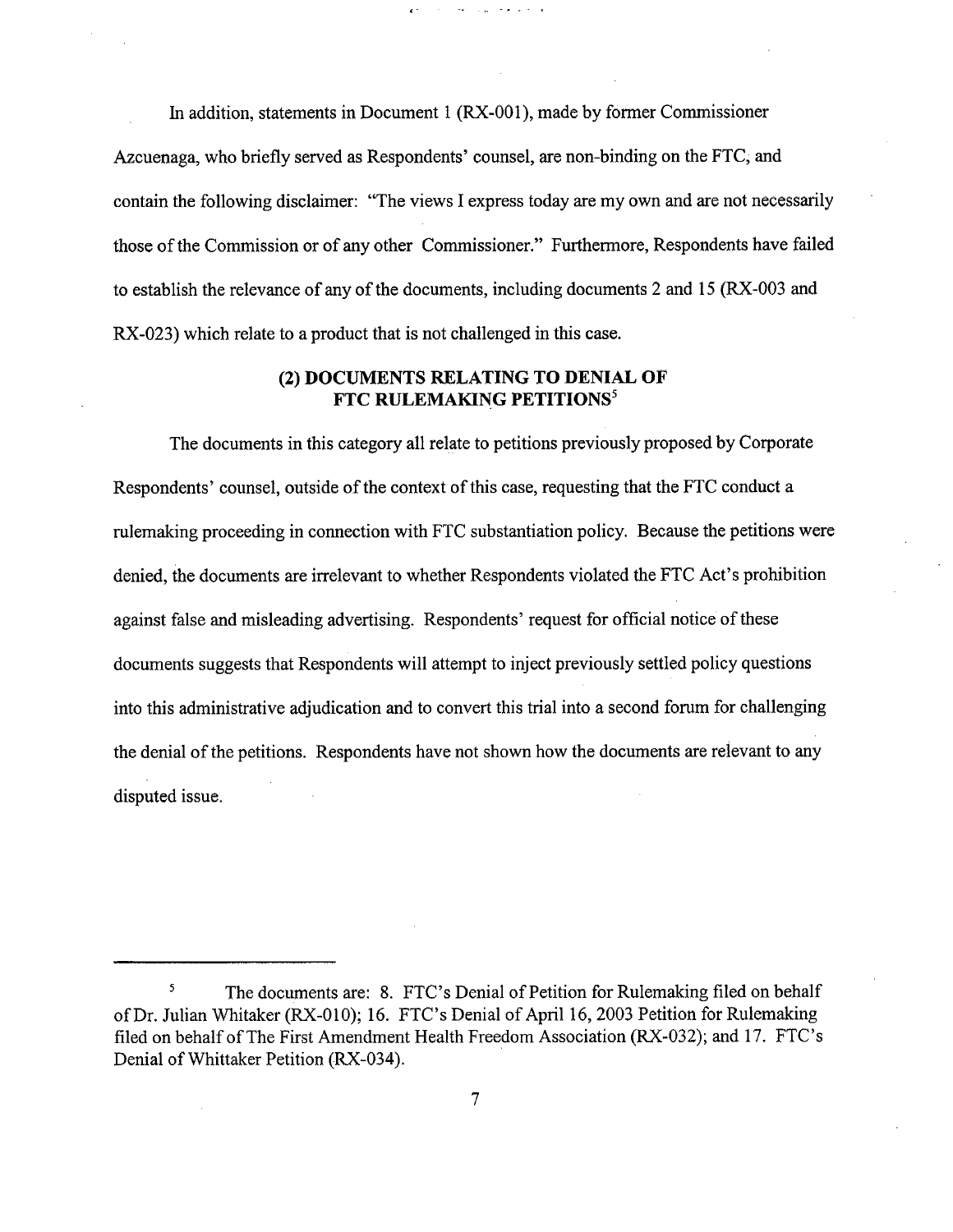In addition, statements in Document 1 (RX-001), made by former Commissioner Azcuenaga, who briefly served as Respondents' counsel, are non-binding on the FTC, and contain the following disclaimer: "The views I express today are my own and are not necessarily those of the Commission or of any other Commissioner." Furthermore, Respondents have failed to establish the relevance of any of the documents, including documents 2 and 15 (RX-003 and RX-023) which relate to a product that is not challenged in this case.

## (2) DOCUMENTS RELATING TO DENIAL OF FTC RULEMAKING PETITIONS[5]

The documents in this category all relate to petitions previously proposed by Corporate Respondents' counsel, outside of the context of this case, requesting that the FTC conduct a rulemaking proceeding in connection with FTC substantiation policy. Because the petitions were denied, the documents are irrelevant to whether Respondents violated the FTC Act's prohibition against false and misleading advertising. Respondents' request for official notice of these documents suggests that Respondents will attempt to inject previously settled policy questions into this administrative adjudication and to convert this trial into a second forum for challenging the denial of the petitions. Respondents have not shown how the documents are relevant to any disputed issue.

---

[5] The documents are: 8. FTC's Denial of Petition for Rulemaking filed on behalf of Dr. Julian Whitaker (RX-010); 16. FTC's Denial of April 16, 2003 Petition for Rulemaking filed on behalf of The First Amendment Health Freedom Association (RX-032); and 17. FTC's Denial of Whittaker Petition (RX-034).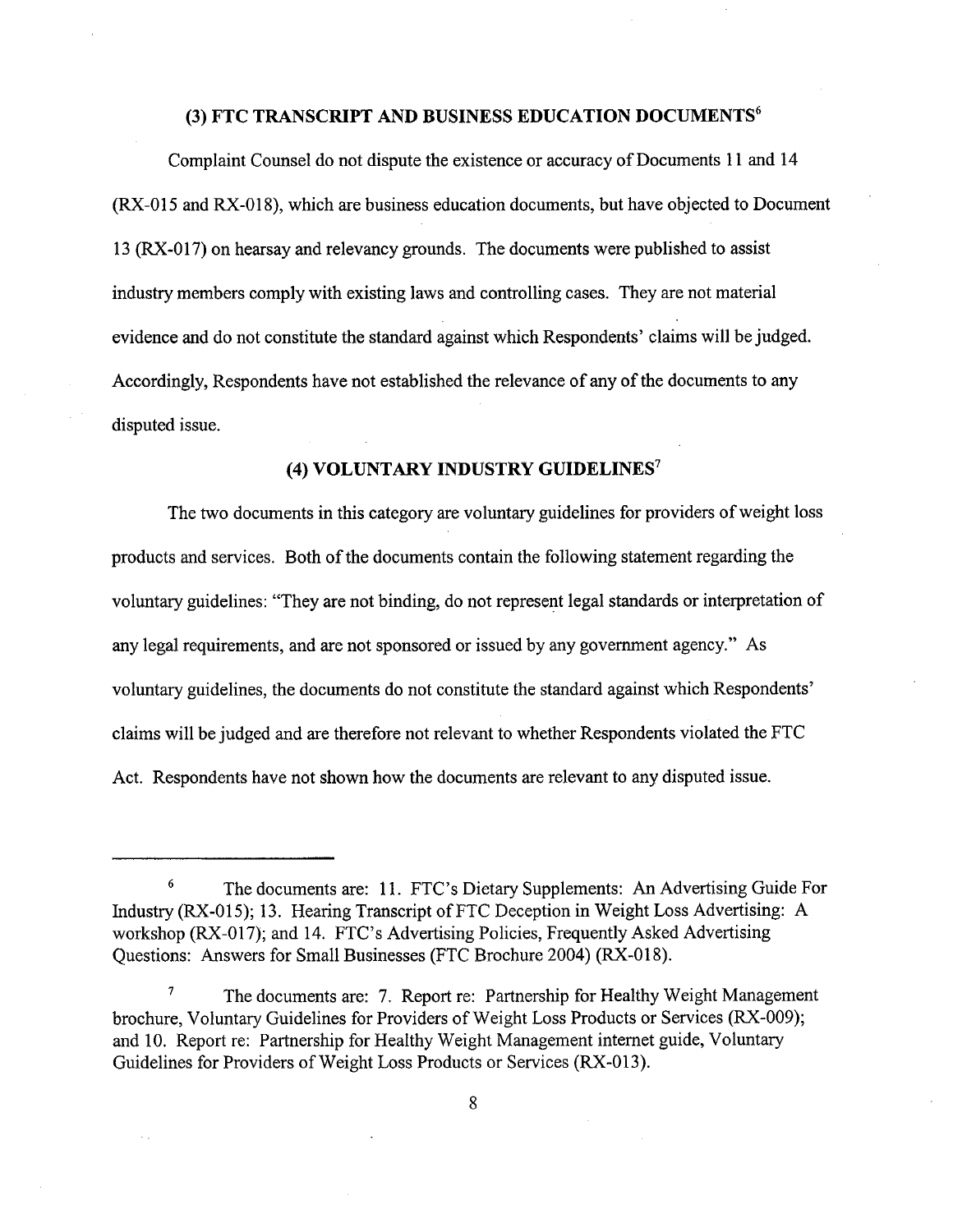### (3) FTC TRANSCRIPT AND BUSINESS EDUCATION DOCUMENTS[6]

Complaint Counsel do not dispute the existence or accuracy of Documents 11 and 14 (RX-015 and RX-018), which are business education documents, but have objected to Document 13 (RX-017) on hearsay and relevancy grounds. The documents were published to assist industry members comply with existing laws and controlling cases. They are not material evidence and do not constitute the standard against which Respondents' claims will be judged. Accordingly, Respondents have not established the relevance of any of the documents to any disputed issue.

### (4) VOLUNTARY INDUSTRY GUIDELINES[7]

The two documents in this category are voluntary guidelines for providers of weight loss products and services. Both of the documents contain the following statement regarding the voluntary guidelines: "They are not binding, do not represent legal standards or interpretation of any legal requirements, and are not sponsored or issued by any government agency." As voluntary guidelines, the documents do not constitute the standard against which Respondents' claims will be judged and are therefore not relevant to whether Respondents violated the FTC Act. Respondents have not shown how the documents are relevant to any disputed issue.

---

[6] The documents are: 11. FTC's Dietary Supplements: An Advertising Guide For Industry (RX-015); 13. Hearing Transcript of FTC Deception in Weight Loss Advertising: A workshop (RX-017); and 14. FTC's Advertising Policies, Frequently Asked Advertising Questions: Answers for Small Businesses (FTC Brochure 2004) (RX-018).

[7] The documents are: 7. Report re: Partnership for Healthy Weight Management brochure, Voluntary Guidelines for Providers of Weight Loss Products or Services (RX-009); and 10. Report re: Partnership for Healthy Weight Management internet guide, Voluntary Guidelines for Providers of Weight Loss Products or Services (RX-013).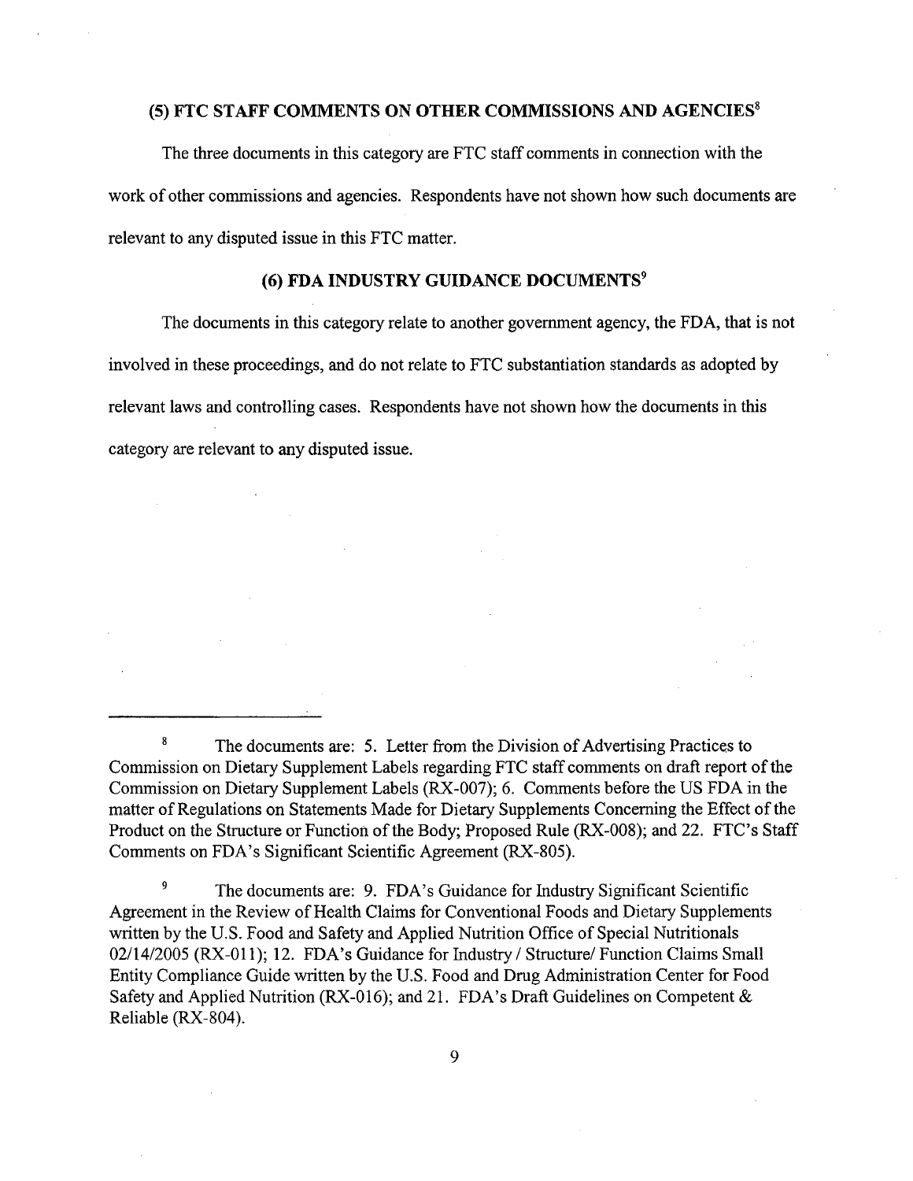### (5) FTC STAFF COMMENTS ON OTHER COMMISSIONS AND AGENCIES[8]

The three documents in this category are FTC staff comments in connection with the work of other commissions and agencies. Respondents have not shown how such documents are relevant to any disputed issue in this FTC matter.

### (6) FDA INDUSTRY GUIDANCE DOCUMENTS[9]

The documents in this category relate to another government agency, the FDA, that is not involved in these proceedings, and do not relate to FTC substantiation standards as adopted by relevant laws and controlling cases. Respondents have not shown how the documents in this category are relevant to any disputed issue.

---

[8] The documents are: 5. Letter from the Division of Advertising Practices to Commission on Dietary Supplement Labels regarding FTC staff comments on draft report of the Commission on Dietary Supplement Labels (RX-007); 6. Comments before the US FDA in the matter of Regulations on Statements Made for Dietary Supplements Concerning the Effect of the Product on the Structure or Function of the Body; Proposed Rule (RX-008); and 22. FTC's Staff Comments on FDA's Significant Scientific Agreement (RX-805).

[9] The documents are: 9. FDA's Guidance for Industry Significant Scientific Agreement in the Review of Health Claims for Conventional Foods and Dietary Supplements written by the U.S. Food and Safety and Applied Nutrition Office of Special Nutritionals 02/14/2005 (RX-011); 12. FDA's Guidance for Industry / Structure/ Function Claims Small Entity Compliance Guide written by the U.S. Food and Drug Administration Center for Food Safety and Applied Nutrition (RX-016); and 21. FDA's Draft Guidelines on Competent & Reliable (RX-804).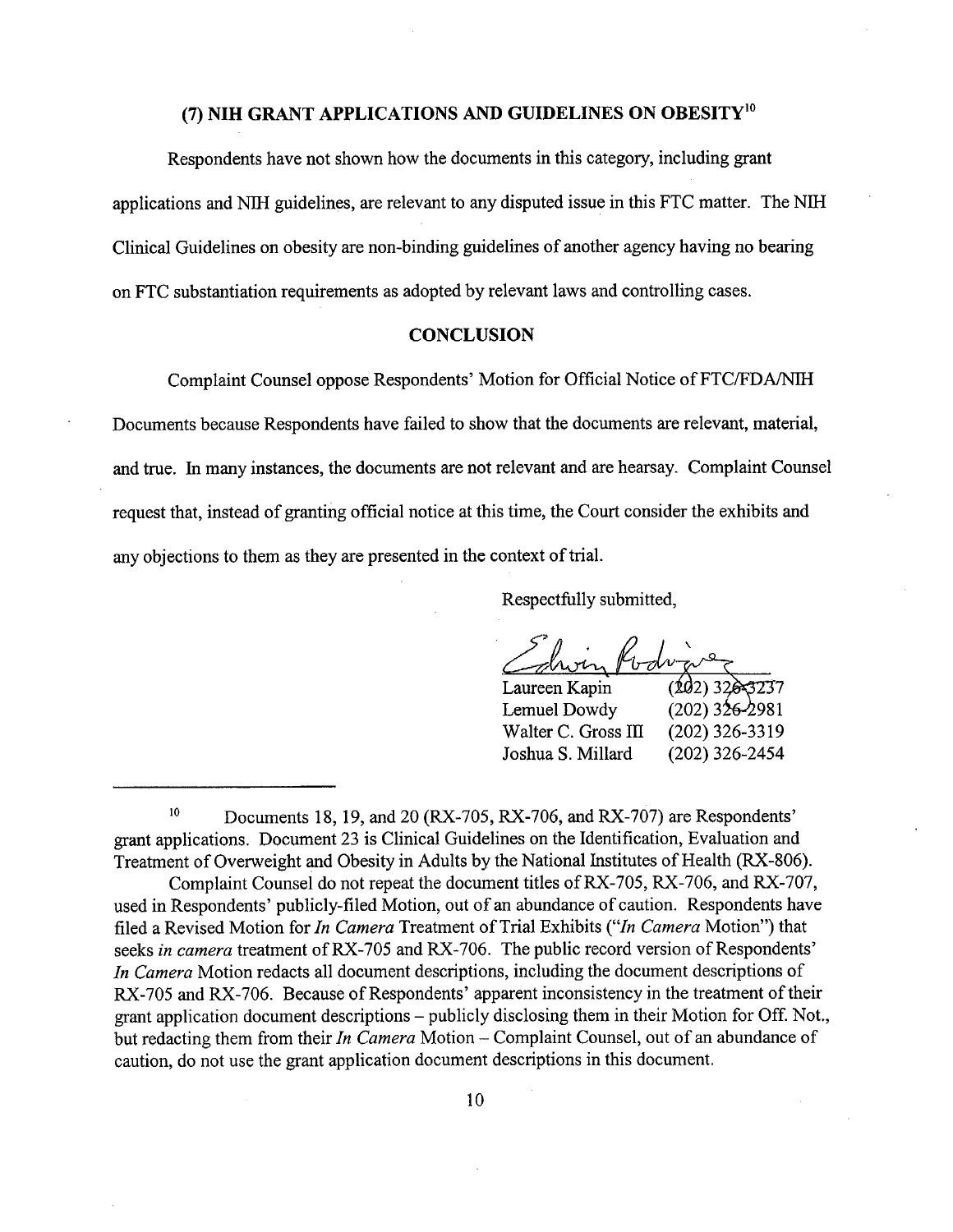### (7) NIH GRANT APPLICATIONS AND GUIDELINES ON OBESITY[10]

Respondents have not shown how the documents in this category, including grant applications and NIH guidelines, are relevant to any disputed issue in this FTC matter. The NIH Clinical Guidelines on obesity are non-binding guidelines of another agency having no bearing on FTC substantiation requirements as adopted by relevant laws and controlling cases.

### CONCLUSION

Complaint Counsel oppose Respondents' Motion for Official Notice of FTC/FDA/NIH Documents because Respondents have failed to show that the documents are relevant, material, and true. In many instances, the documents are not relevant and are hearsay. Complaint Counsel request that, instead of granting official notice at this time, the Court consider the exhibits and any objections to them as they are presented in the context of trial.

Respectfully submitted,

| | |
|---|---|
| Laureen Kapin | (202) 326-3237 |
| Lemuel Dowdy | (202) 326-2981 |
| Walter C. Gross III | (202) 326-3319 |
| Joshua S. Millard | (202) 326-2454 |

---

[10] Documents 18, 19, and 20 (RX-705, RX-706, and RX-707) are Respondents' grant applications. Document 23 is Clinical Guidelines on the Identification, Evaluation and Treatment of Overweight and Obesity in Adults by the National Institutes of Health (RX-806).

Complaint Counsel do not repeat the document titles of RX-705, RX-706, and RX-707, used in Respondents' publicly-filed Motion, out of an abundance of caution. Respondents have filed a Revised Motion for *In Camera* Treatment of Trial Exhibits ("*In Camera* Motion") that seeks *in camera* treatment of RX-705 and RX-706. The public record version of Respondents' *In Camera* Motion redacts all document descriptions, including the document descriptions of RX-705 and RX-706. Because of Respondents' apparent inconsistency in the treatment of their grant application document descriptions – publicly disclosing them in their Motion for Off. Not., but redacting them from their *In Camera* Motion – Complaint Counsel, out of an abundance of caution, do not use the grant application document descriptions in this document.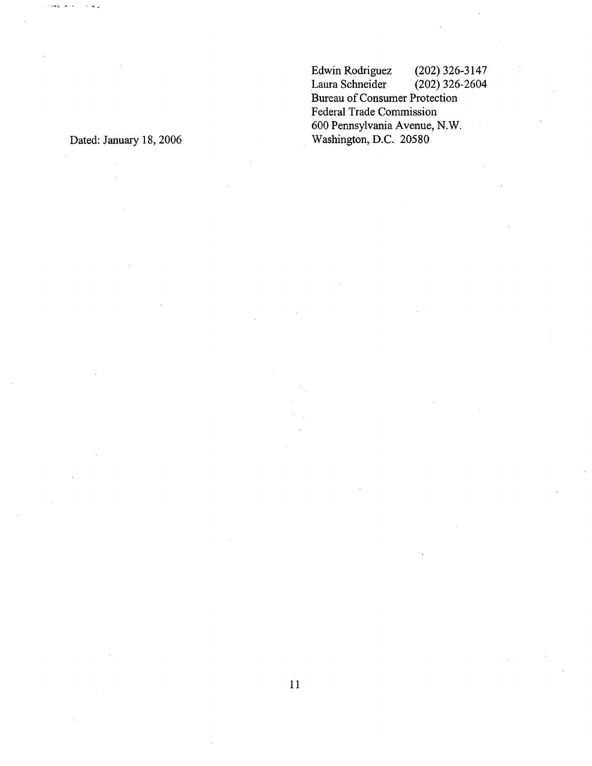Edwin Rodriguez (202) 326-3147
Laura Schneider (202) 326-2604
Bureau of Consumer Protection
Federal Trade Commission
600 Pennsylvania Avenue, N.W.
Washington, D.C. 20580

Dated: January 18, 2006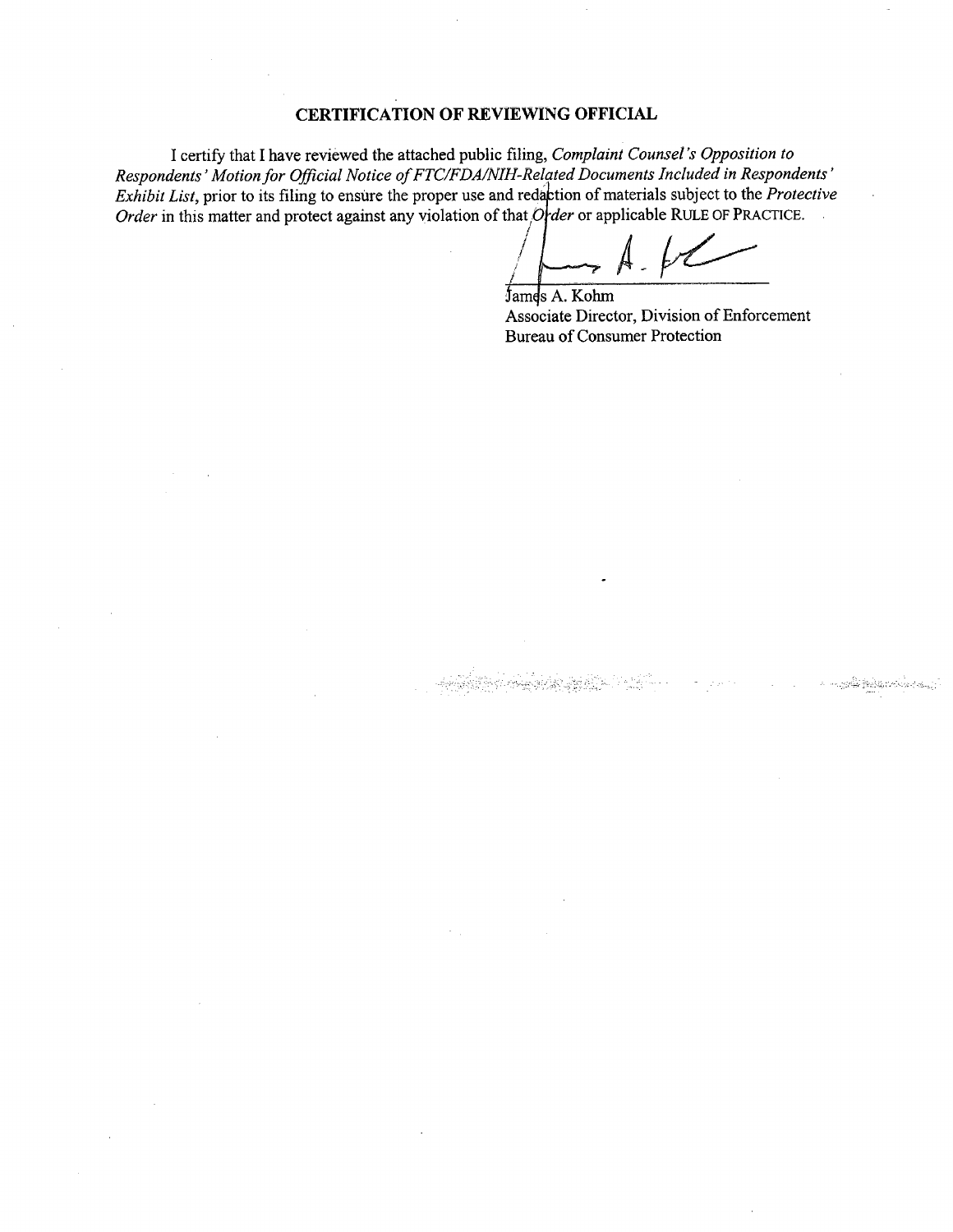## CERTIFICATION OF REVIEWING OFFICIAL

I certify that I have reviewed the attached public filing, *Complaint Counsel's Opposition to Respondents' Motion for Official Notice of FTC/FDA/NIH-Related Documents Included in Respondents' Exhibit List*, prior to its filing to ensure the proper use and redaction of materials subject to the *Protective Order* in this matter and protect against any violation of that *Order* or applicable RULE OF PRACTICE.

James A. Kohm
Associate Director, Division of Enforcement
Bureau of Consumer Protection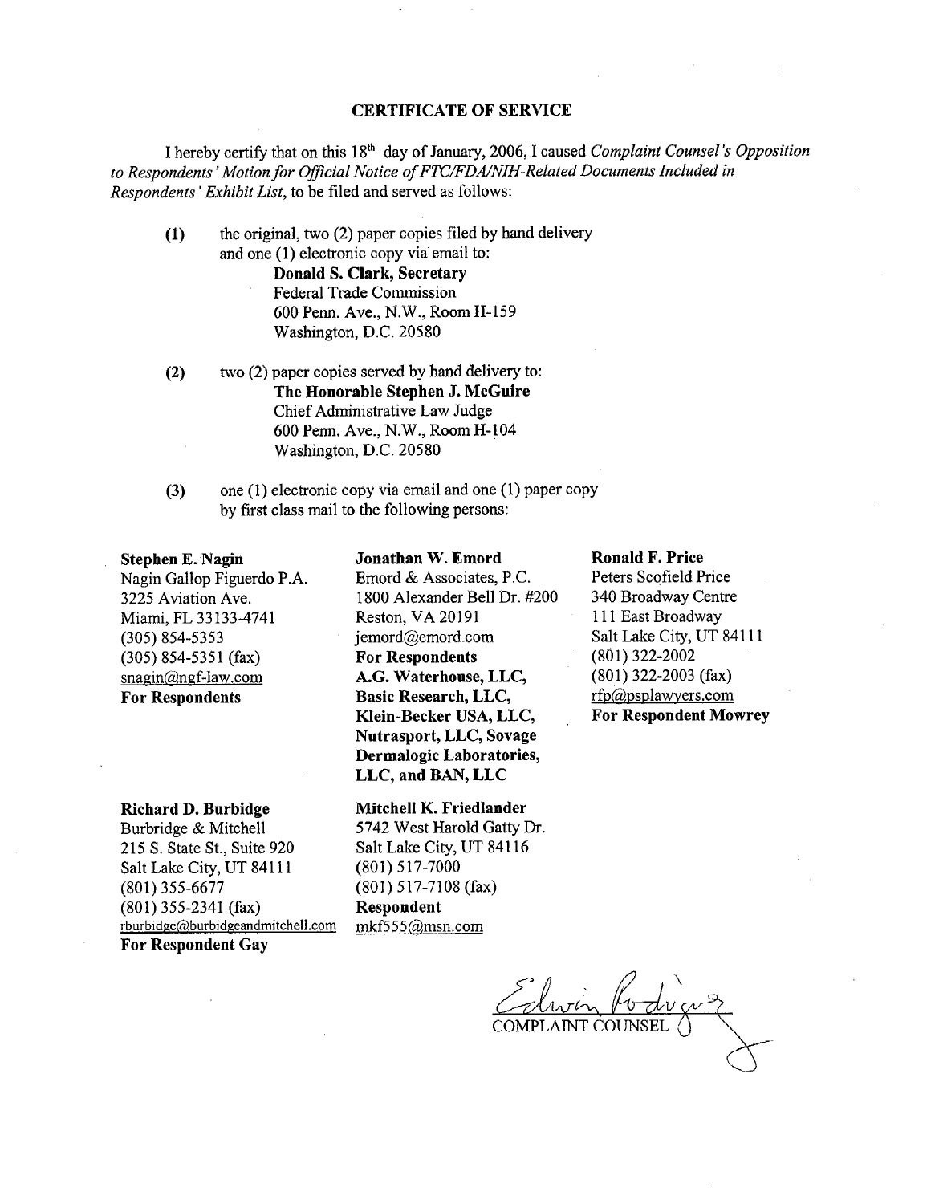**CERTIFICATE OF SERVICE**

I hereby certify that on this 18th day of January, 2006, I caused *Complaint Counsel's Opposition to Respondents' Motion for Official Notice of FTC/FDA/NIH-Related Documents Included in Respondents' Exhibit List*, to be filed and served as follows:

(1) the original, two (2) paper copies filed by hand delivery and one (1) electronic copy via email to:
**Donald S. Clark, Secretary**
Federal Trade Commission
600 Penn. Ave., N.W., Room H-159
Washington, D.C. 20580

(2) two (2) paper copies served by hand delivery to:
**The Honorable Stephen J. McGuire**
Chief Administrative Law Judge
600 Penn. Ave., N.W., Room H-104
Washington, D.C. 20580

(3) one (1) electronic copy via email and one (1) paper copy by first class mail to the following persons:

**Stephen E. Nagin**
Nagin Gallop Figuerdo P.A.
3225 Aviation Ave.
Miami, FL 33133-4741
(305) 854-5353
(305) 854-5351 (fax)
snagin@ngf-law.com
**For Respondents**

**Jonathan W. Emord**
Emord & Associates, P.C.
1800 Alexander Bell Dr. #200
Reston, VA 20191
jemord@emord.com
**For Respondents A.G. Waterhouse, LLC, Basic Research, LLC, Klein-Becker USA, LLC, Nutrasport, LLC, Sovage Dermalogic Laboratories, LLC, and BAN, LLC**

**Ronald F. Price**
Peters Scofield Price
340 Broadway Centre
111 East Broadway
Salt Lake City, UT 84111
(801) 322-2002
(801) 322-2003 (fax)
rfp@psplawyers.com
**For Respondent Mowrey**

**Richard D. Burbidge**
Burbridge & Mitchell
215 S. State St., Suite 920
Salt Lake City, UT 84111
(801) 355-6677
(801) 355-2341 (fax)
rburbidge@burbidgeandmitchell.com
**For Respondent Gay**

**Mitchell K. Friedlander**
5742 West Harold Gatty Dr.
Salt Lake City, UT 84116
(801) 517-7000
(801) 517-7108 (fax)
**Respondent**
mkf555@msn.com

Edwin Rodriguez
COMPLAINT COUNSEL